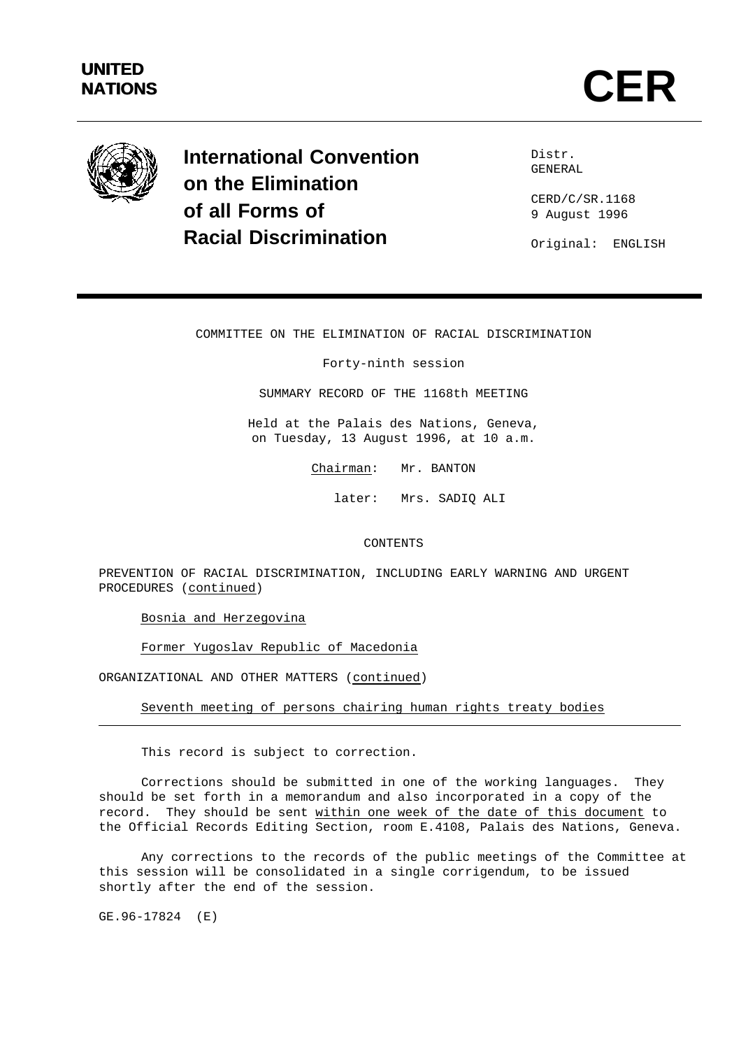**UNITED NATIONS**

# CER

**International Convention on the Elimination of all Forms of Racial Discrimination**

Distr.
GENERAL

CERD/C/SR.1168
9 August 1996

Original: ENGLISH

COMMITTEE ON THE ELIMINATION OF RACIAL DISCRIMINATION

Forty-ninth session

SUMMARY RECORD OF THE 1168th MEETING

Held at the Palais des Nations, Geneva,
on Tuesday, 13 August 1996, at 10 a.m.

Chairman: Mr. BANTON

later: Mrs. SADIQ ALI

CONTENTS

PREVENTION OF RACIAL DISCRIMINATION, INCLUDING EARLY WARNING AND URGENT PROCEDURES (continued)

Bosnia and Herzegovina

Former Yugoslav Republic of Macedonia

ORGANIZATIONAL AND OTHER MATTERS (continued)

Seventh meeting of persons chairing human rights treaty bodies

---

This record is subject to correction.

Corrections should be submitted in one of the working languages. They should be set forth in a memorandum and also incorporated in a copy of the record. They should be sent within one week of the date of this document to the Official Records Editing Section, room E.4108, Palais des Nations, Geneva.

Any corrections to the records of the public meetings of the Committee at this session will be consolidated in a single corrigendum, to be issued shortly after the end of the session.

GE.96-17824 (E)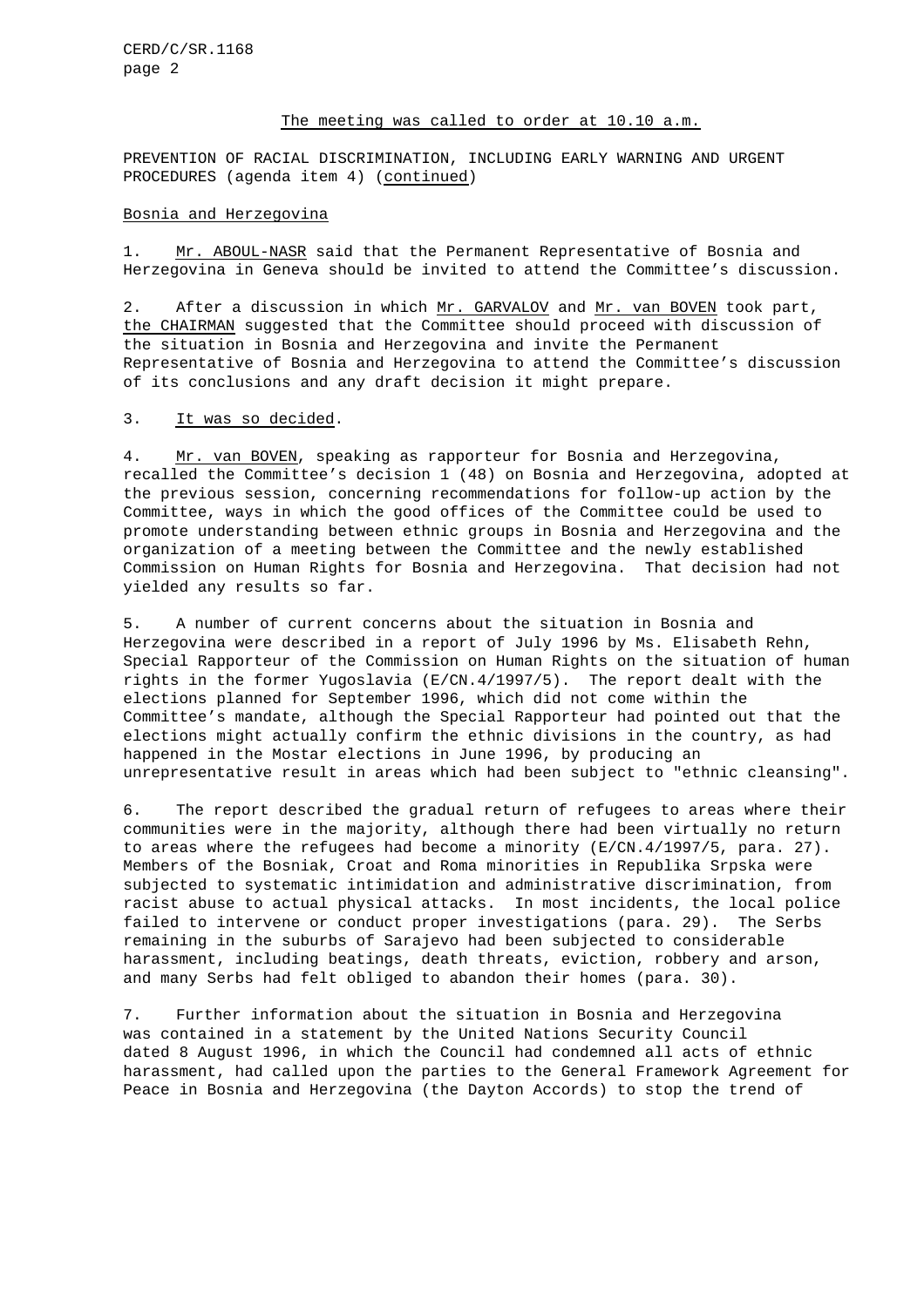The meeting was called to order at 10.10 a.m.

PREVENTION OF RACIAL DISCRIMINATION, INCLUDING EARLY WARNING AND URGENT PROCEDURES (agenda item 4) (continued)

Bosnia and Herzegovina

1. Mr. ABOUL-NASR said that the Permanent Representative of Bosnia and Herzegovina in Geneva should be invited to attend the Committee's discussion.

2. After a discussion in which Mr. GARVALOV and Mr. van BOVEN took part, the CHAIRMAN suggested that the Committee should proceed with discussion of the situation in Bosnia and Herzegovina and invite the Permanent Representative of Bosnia and Herzegovina to attend the Committee's discussion of its conclusions and any draft decision it might prepare.

3. It was so decided.

4. Mr. van BOVEN, speaking as rapporteur for Bosnia and Herzegovina, recalled the Committee's decision 1 (48) on Bosnia and Herzegovina, adopted at the previous session, concerning recommendations for follow-up action by the Committee, ways in which the good offices of the Committee could be used to promote understanding between ethnic groups in Bosnia and Herzegovina and the organization of a meeting between the Committee and the newly established Commission on Human Rights for Bosnia and Herzegovina. That decision had not yielded any results so far.

5. A number of current concerns about the situation in Bosnia and Herzegovina were described in a report of July 1996 by Ms. Elisabeth Rehn, Special Rapporteur of the Commission on Human Rights on the situation of human rights in the former Yugoslavia (E/CN.4/1997/5). The report dealt with the elections planned for September 1996, which did not come within the Committee's mandate, although the Special Rapporteur had pointed out that the elections might actually confirm the ethnic divisions in the country, as had happened in the Mostar elections in June 1996, by producing an unrepresentative result in areas which had been subject to "ethnic cleansing".

6. The report described the gradual return of refugees to areas where their communities were in the majority, although there had been virtually no return to areas where the refugees had become a minority (E/CN.4/1997/5, para. 27). Members of the Bosniak, Croat and Roma minorities in Republika Srpska were subjected to systematic intimidation and administrative discrimination, from racist abuse to actual physical attacks. In most incidents, the local police failed to intervene or conduct proper investigations (para. 29). The Serbs remaining in the suburbs of Sarajevo had been subjected to considerable harassment, including beatings, death threats, eviction, robbery and arson, and many Serbs had felt obliged to abandon their homes (para. 30).

7. Further information about the situation in Bosnia and Herzegovina was contained in a statement by the United Nations Security Council dated 8 August 1996, in which the Council had condemned all acts of ethnic harassment, had called upon the parties to the General Framework Agreement for Peace in Bosnia and Herzegovina (the Dayton Accords) to stop the trend of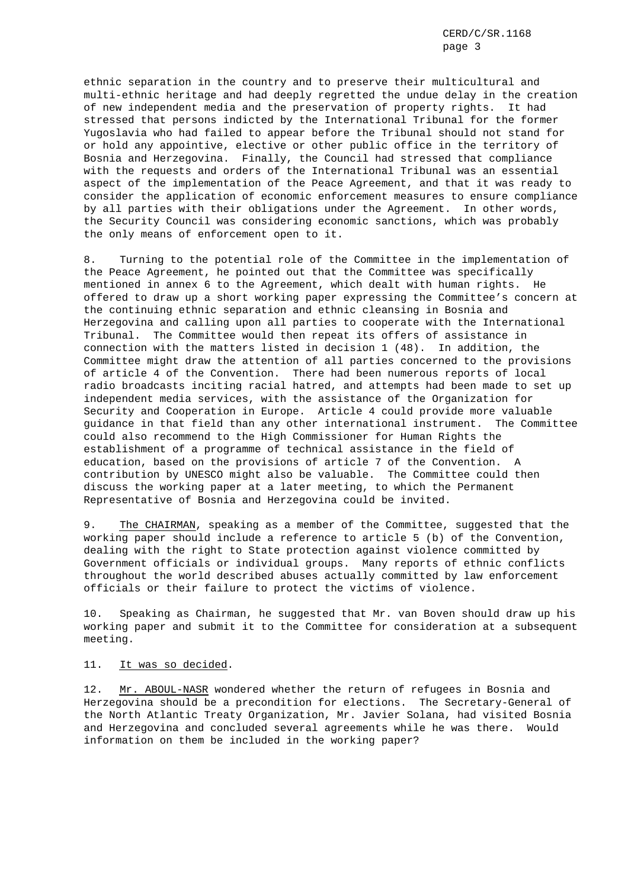ethnic separation in the country and to preserve their multicultural and multi-ethnic heritage and had deeply regretted the undue delay in the creation of new independent media and the preservation of property rights. It had stressed that persons indicted by the International Tribunal for the former Yugoslavia who had failed to appear before the Tribunal should not stand for or hold any appointive, elective or other public office in the territory of Bosnia and Herzegovina. Finally, the Council had stressed that compliance with the requests and orders of the International Tribunal was an essential aspect of the implementation of the Peace Agreement, and that it was ready to consider the application of economic enforcement measures to ensure compliance by all parties with their obligations under the Agreement. In other words, the Security Council was considering economic sanctions, which was probably the only means of enforcement open to it.

8. Turning to the potential role of the Committee in the implementation of the Peace Agreement, he pointed out that the Committee was specifically mentioned in annex 6 to the Agreement, which dealt with human rights. He offered to draw up a short working paper expressing the Committee's concern at the continuing ethnic separation and ethnic cleansing in Bosnia and Herzegovina and calling upon all parties to cooperate with the International Tribunal. The Committee would then repeat its offers of assistance in connection with the matters listed in decision 1 (48). In addition, the Committee might draw the attention of all parties concerned to the provisions of article 4 of the Convention. There had been numerous reports of local radio broadcasts inciting racial hatred, and attempts had been made to set up independent media services, with the assistance of the Organization for Security and Cooperation in Europe. Article 4 could provide more valuable guidance in that field than any other international instrument. The Committee could also recommend to the High Commissioner for Human Rights the establishment of a programme of technical assistance in the field of education, based on the provisions of article 7 of the Convention. A contribution by UNESCO might also be valuable. The Committee could then discuss the working paper at a later meeting, to which the Permanent Representative of Bosnia and Herzegovina could be invited.

9. The CHAIRMAN, speaking as a member of the Committee, suggested that the working paper should include a reference to article 5 (b) of the Convention, dealing with the right to State protection against violence committed by Government officials or individual groups. Many reports of ethnic conflicts throughout the world described abuses actually committed by law enforcement officials or their failure to protect the victims of violence.

10. Speaking as Chairman, he suggested that Mr. van Boven should draw up his working paper and submit it to the Committee for consideration at a subsequent meeting.

11. It was so decided.

12. Mr. ABOUL-NASR wondered whether the return of refugees in Bosnia and Herzegovina should be a precondition for elections. The Secretary-General of the North Atlantic Treaty Organization, Mr. Javier Solana, had visited Bosnia and Herzegovina and concluded several agreements while he was there. Would information on them be included in the working paper?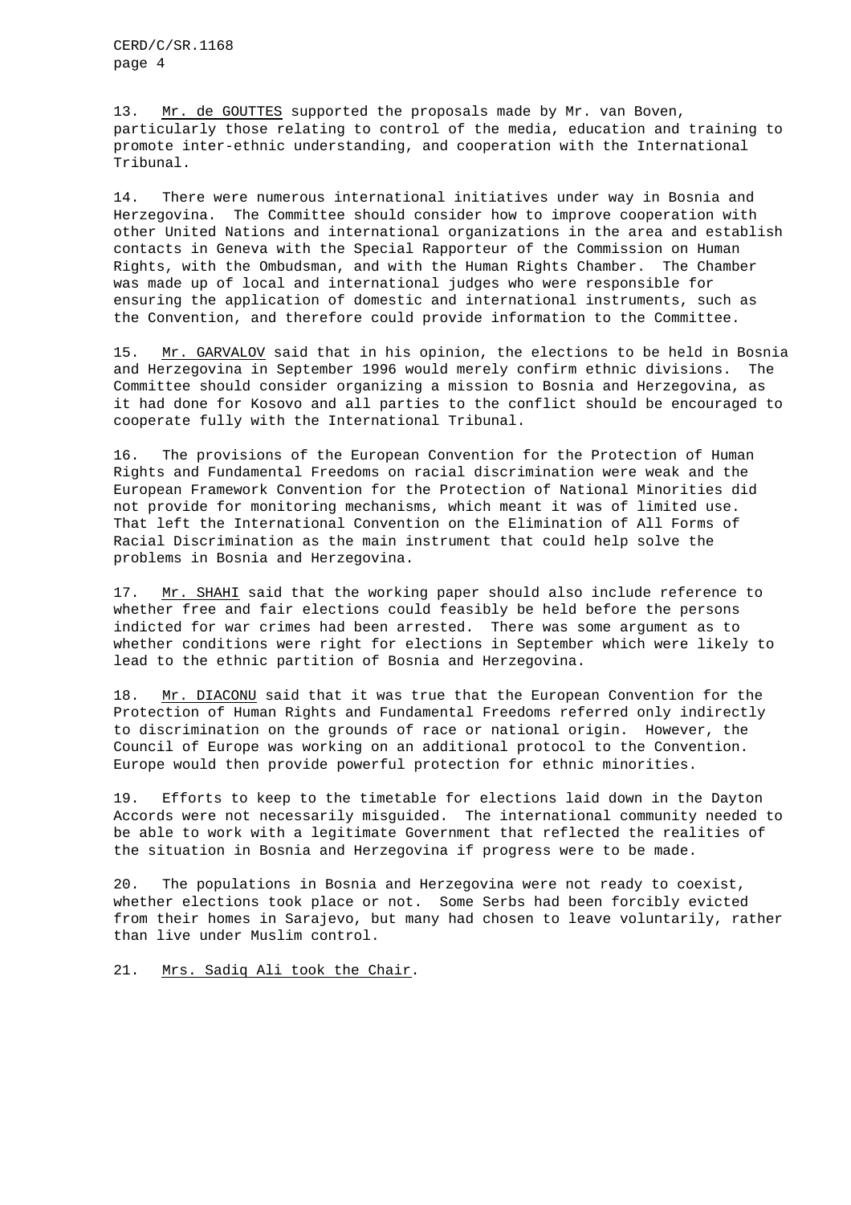13. Mr. de GOUTTES supported the proposals made by Mr. van Boven, particularly those relating to control of the media, education and training to promote inter-ethnic understanding, and cooperation with the International Tribunal.

14. There were numerous international initiatives under way in Bosnia and Herzegovina. The Committee should consider how to improve cooperation with other United Nations and international organizations in the area and establish contacts in Geneva with the Special Rapporteur of the Commission on Human Rights, with the Ombudsman, and with the Human Rights Chamber. The Chamber was made up of local and international judges who were responsible for ensuring the application of domestic and international instruments, such as the Convention, and therefore could provide information to the Committee.

15. Mr. GARVALOV said that in his opinion, the elections to be held in Bosnia and Herzegovina in September 1996 would merely confirm ethnic divisions. The Committee should consider organizing a mission to Bosnia and Herzegovina, as it had done for Kosovo and all parties to the conflict should be encouraged to cooperate fully with the International Tribunal.

16. The provisions of the European Convention for the Protection of Human Rights and Fundamental Freedoms on racial discrimination were weak and the European Framework Convention for the Protection of National Minorities did not provide for monitoring mechanisms, which meant it was of limited use. That left the International Convention on the Elimination of All Forms of Racial Discrimination as the main instrument that could help solve the problems in Bosnia and Herzegovina.

17. Mr. SHAHI said that the working paper should also include reference to whether free and fair elections could feasibly be held before the persons indicted for war crimes had been arrested. There was some argument as to whether conditions were right for elections in September which were likely to lead to the ethnic partition of Bosnia and Herzegovina.

18. Mr. DIACONU said that it was true that the European Convention for the Protection of Human Rights and Fundamental Freedoms referred only indirectly to discrimination on the grounds of race or national origin. However, the Council of Europe was working on an additional protocol to the Convention. Europe would then provide powerful protection for ethnic minorities.

19. Efforts to keep to the timetable for elections laid down in the Dayton Accords were not necessarily misguided. The international community needed to be able to work with a legitimate Government that reflected the realities of the situation in Bosnia and Herzegovina if progress were to be made.

20. The populations in Bosnia and Herzegovina were not ready to coexist, whether elections took place or not. Some Serbs had been forcibly evicted from their homes in Sarajevo, but many had chosen to leave voluntarily, rather than live under Muslim control.

21. Mrs. Sadiq Ali took the Chair.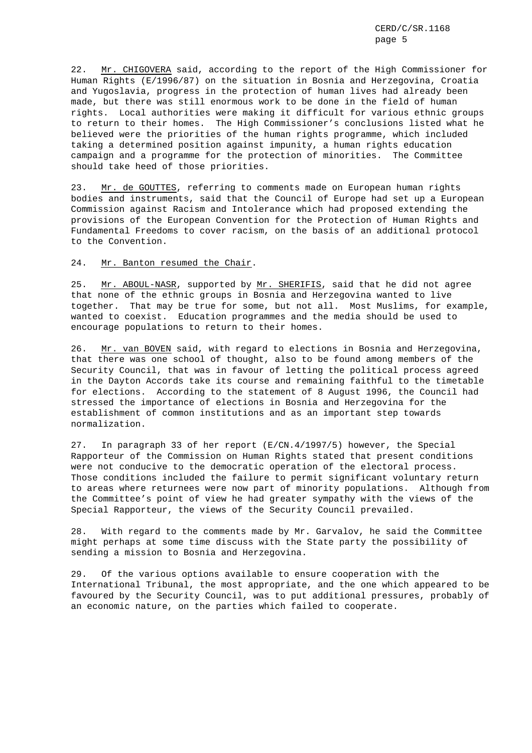22. Mr. CHIGOVERA said, according to the report of the High Commissioner for Human Rights (E/1996/87) on the situation in Bosnia and Herzegovina, Croatia and Yugoslavia, progress in the protection of human lives had already been made, but there was still enormous work to be done in the field of human rights. Local authorities were making it difficult for various ethnic groups to return to their homes. The High Commissioner's conclusions listed what he believed were the priorities of the human rights programme, which included taking a determined position against impunity, a human rights education campaign and a programme for the protection of minorities. The Committee should take heed of those priorities.

23. Mr. de GOUTTES, referring to comments made on European human rights bodies and instruments, said that the Council of Europe had set up a European Commission against Racism and Intolerance which had proposed extending the provisions of the European Convention for the Protection of Human Rights and Fundamental Freedoms to cover racism, on the basis of an additional protocol to the Convention.

24. Mr. Banton resumed the Chair.

25. Mr. ABOUL-NASR, supported by Mr. SHERIFIS, said that he did not agree that none of the ethnic groups in Bosnia and Herzegovina wanted to live together. That may be true for some, but not all. Most Muslims, for example, wanted to coexist. Education programmes and the media should be used to encourage populations to return to their homes.

26. Mr. van BOVEN said, with regard to elections in Bosnia and Herzegovina, that there was one school of thought, also to be found among members of the Security Council, that was in favour of letting the political process agreed in the Dayton Accords take its course and remaining faithful to the timetable for elections. According to the statement of 8 August 1996, the Council had stressed the importance of elections in Bosnia and Herzegovina for the establishment of common institutions and as an important step towards normalization.

27. In paragraph 33 of her report (E/CN.4/1997/5) however, the Special Rapporteur of the Commission on Human Rights stated that present conditions were not conducive to the democratic operation of the electoral process. Those conditions included the failure to permit significant voluntary return to areas where returnees were now part of minority populations. Although from the Committee's point of view he had greater sympathy with the views of the Special Rapporteur, the views of the Security Council prevailed.

28. With regard to the comments made by Mr. Garvalov, he said the Committee might perhaps at some time discuss with the State party the possibility of sending a mission to Bosnia and Herzegovina.

29. Of the various options available to ensure cooperation with the International Tribunal, the most appropriate, and the one which appeared to be favoured by the Security Council, was to put additional pressures, probably of an economic nature, on the parties which failed to cooperate.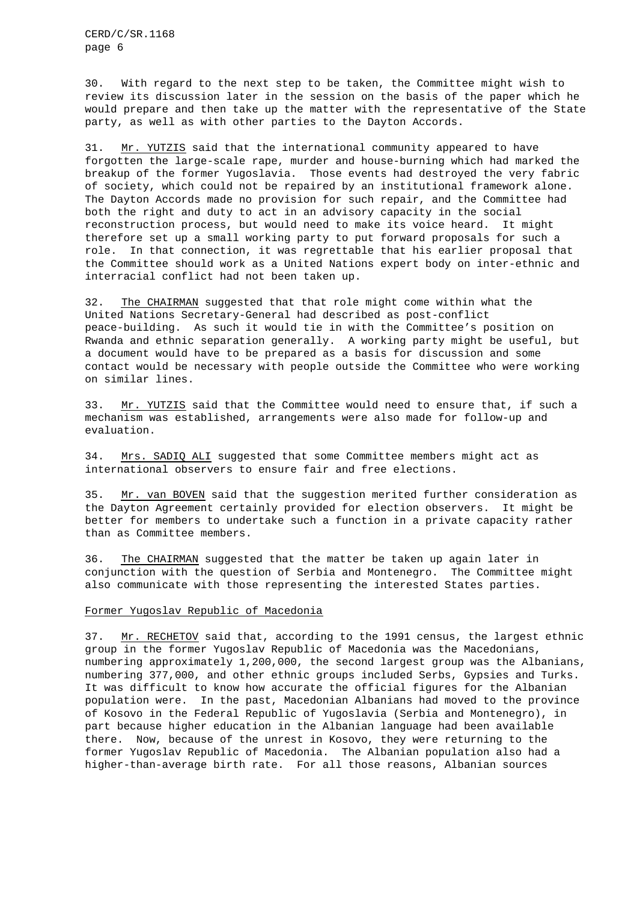30. With regard to the next step to be taken, the Committee might wish to review its discussion later in the session on the basis of the paper which he would prepare and then take up the matter with the representative of the State party, as well as with other parties to the Dayton Accords.

31. Mr. YUTZIS said that the international community appeared to have forgotten the large-scale rape, murder and house-burning which had marked the breakup of the former Yugoslavia. Those events had destroyed the very fabric of society, which could not be repaired by an institutional framework alone. The Dayton Accords made no provision for such repair, and the Committee had both the right and duty to act in an advisory capacity in the social reconstruction process, but would need to make its voice heard. It might therefore set up a small working party to put forward proposals for such a role. In that connection, it was regrettable that his earlier proposal that the Committee should work as a United Nations expert body on inter-ethnic and interracial conflict had not been taken up.

32. The CHAIRMAN suggested that that role might come within what the United Nations Secretary-General had described as post-conflict peace-building. As such it would tie in with the Committee's position on Rwanda and ethnic separation generally. A working party might be useful, but a document would have to be prepared as a basis for discussion and some contact would be necessary with people outside the Committee who were working on similar lines.

33. Mr. YUTZIS said that the Committee would need to ensure that, if such a mechanism was established, arrangements were also made for follow-up and evaluation.

34. Mrs. SADIQ ALI suggested that some Committee members might act as international observers to ensure fair and free elections.

35. Mr. van BOVEN said that the suggestion merited further consideration as the Dayton Agreement certainly provided for election observers. It might be better for members to undertake such a function in a private capacity rather than as Committee members.

36. The CHAIRMAN suggested that the matter be taken up again later in conjunction with the question of Serbia and Montenegro. The Committee might also communicate with those representing the interested States parties.

## Former Yugoslav Republic of Macedonia

37. Mr. RECHETOV said that, according to the 1991 census, the largest ethnic group in the former Yugoslav Republic of Macedonia was the Macedonians, numbering approximately 1,200,000, the second largest group was the Albanians, numbering 377,000, and other ethnic groups included Serbs, Gypsies and Turks. It was difficult to know how accurate the official figures for the Albanian population were. In the past, Macedonian Albanians had moved to the province of Kosovo in the Federal Republic of Yugoslavia (Serbia and Montenegro), in part because higher education in the Albanian language had been available there. Now, because of the unrest in Kosovo, they were returning to the former Yugoslav Republic of Macedonia. The Albanian population also had a higher-than-average birth rate. For all those reasons, Albanian sources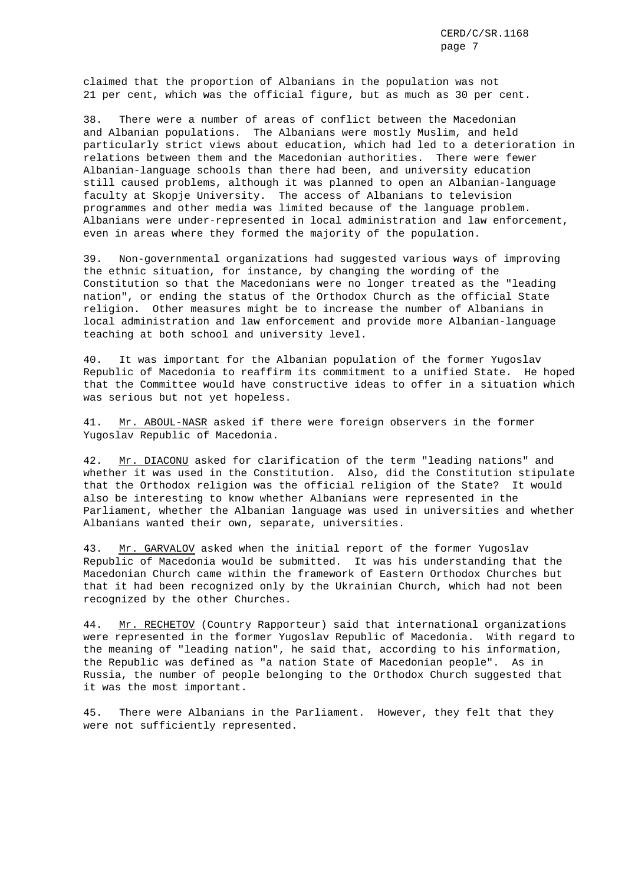claimed that the proportion of Albanians in the population was not 21 per cent, which was the official figure, but as much as 30 per cent.

38. There were a number of areas of conflict between the Macedonian and Albanian populations. The Albanians were mostly Muslim, and held particularly strict views about education, which had led to a deterioration in relations between them and the Macedonian authorities. There were fewer Albanian-language schools than there had been, and university education still caused problems, although it was planned to open an Albanian-language faculty at Skopje University. The access of Albanians to television programmes and other media was limited because of the language problem. Albanians were under-represented in local administration and law enforcement, even in areas where they formed the majority of the population.

39. Non-governmental organizations had suggested various ways of improving the ethnic situation, for instance, by changing the wording of the Constitution so that the Macedonians were no longer treated as the "leading nation", or ending the status of the Orthodox Church as the official State religion. Other measures might be to increase the number of Albanians in local administration and law enforcement and provide more Albanian-language teaching at both school and university level.

40. It was important for the Albanian population of the former Yugoslav Republic of Macedonia to reaffirm its commitment to a unified State. He hoped that the Committee would have constructive ideas to offer in a situation which was serious but not yet hopeless.

41. Mr. ABOUL-NASR asked if there were foreign observers in the former Yugoslav Republic of Macedonia.

42. Mr. DIACONU asked for clarification of the term "leading nations" and whether it was used in the Constitution. Also, did the Constitution stipulate that the Orthodox religion was the official religion of the State? It would also be interesting to know whether Albanians were represented in the Parliament, whether the Albanian language was used in universities and whether Albanians wanted their own, separate, universities.

43. Mr. GARVALOV asked when the initial report of the former Yugoslav Republic of Macedonia would be submitted. It was his understanding that the Macedonian Church came within the framework of Eastern Orthodox Churches but that it had been recognized only by the Ukrainian Church, which had not been recognized by the other Churches.

44. Mr. RECHETOV (Country Rapporteur) said that international organizations were represented in the former Yugoslav Republic of Macedonia. With regard to the meaning of "leading nation", he said that, according to his information, the Republic was defined as "a nation State of Macedonian people". As in Russia, the number of people belonging to the Orthodox Church suggested that it was the most important.

45. There were Albanians in the Parliament. However, they felt that they were not sufficiently represented.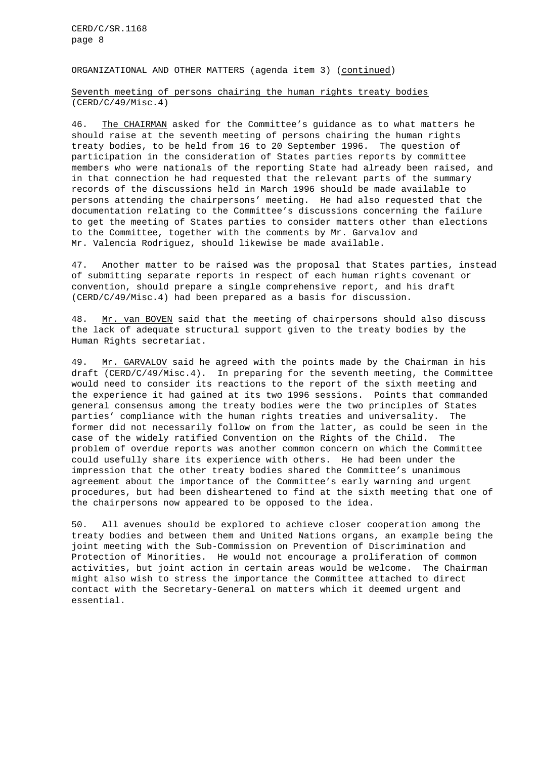ORGANIZATIONAL AND OTHER MATTERS (agenda item 3) (continued)

Seventh meeting of persons chairing the human rights treaty bodies (CERD/C/49/Misc.4)

46. The CHAIRMAN asked for the Committee's guidance as to what matters he should raise at the seventh meeting of persons chairing the human rights treaty bodies, to be held from 16 to 20 September 1996. The question of participation in the consideration of States parties reports by committee members who were nationals of the reporting State had already been raised, and in that connection he had requested that the relevant parts of the summary records of the discussions held in March 1996 should be made available to persons attending the chairpersons' meeting. He had also requested that the documentation relating to the Committee's discussions concerning the failure to get the meeting of States parties to consider matters other than elections to the Committee, together with the comments by Mr. Garvalov and Mr. Valencia Rodriguez, should likewise be made available.

47. Another matter to be raised was the proposal that States parties, instead of submitting separate reports in respect of each human rights covenant or convention, should prepare a single comprehensive report, and his draft (CERD/C/49/Misc.4) had been prepared as a basis for discussion.

48. Mr. van BOVEN said that the meeting of chairpersons should also discuss the lack of adequate structural support given to the treaty bodies by the Human Rights secretariat.

49. Mr. GARVALOV said he agreed with the points made by the Chairman in his draft (CERD/C/49/Misc.4). In preparing for the seventh meeting, the Committee would need to consider its reactions to the report of the sixth meeting and the experience it had gained at its two 1996 sessions. Points that commanded general consensus among the treaty bodies were the two principles of States parties' compliance with the human rights treaties and universality. The former did not necessarily follow on from the latter, as could be seen in the case of the widely ratified Convention on the Rights of the Child. The problem of overdue reports was another common concern on which the Committee could usefully share its experience with others. He had been under the impression that the other treaty bodies shared the Committee's unanimous agreement about the importance of the Committee's early warning and urgent procedures, but had been disheartened to find at the sixth meeting that one of the chairpersons now appeared to be opposed to the idea.

50. All avenues should be explored to achieve closer cooperation among the treaty bodies and between them and United Nations organs, an example being the joint meeting with the Sub-Commission on Prevention of Discrimination and Protection of Minorities. He would not encourage a proliferation of common activities, but joint action in certain areas would be welcome. The Chairman might also wish to stress the importance the Committee attached to direct contact with the Secretary-General on matters which it deemed urgent and essential.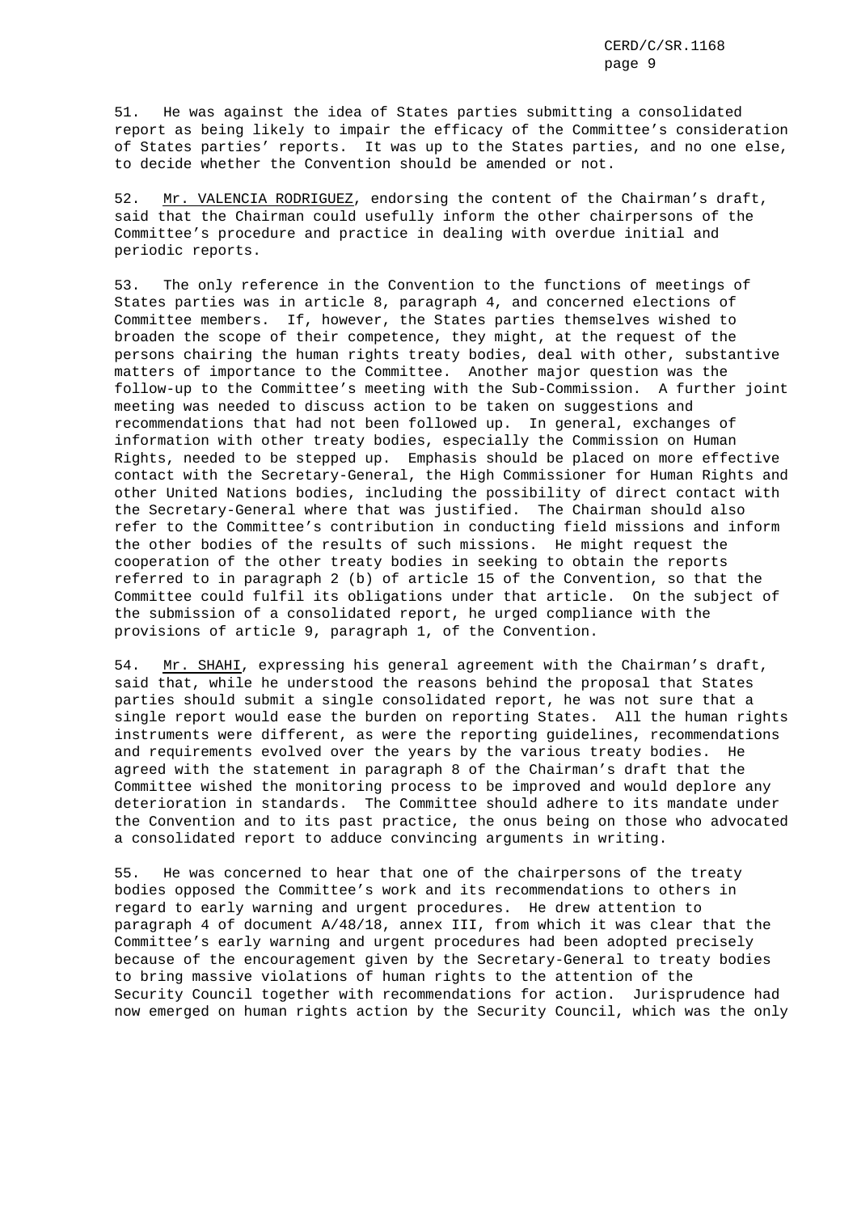51. He was against the idea of States parties submitting a consolidated report as being likely to impair the efficacy of the Committee's consideration of States parties' reports. It was up to the States parties, and no one else, to decide whether the Convention should be amended or not.

52. Mr. VALENCIA RODRIGUEZ, endorsing the content of the Chairman's draft, said that the Chairman could usefully inform the other chairpersons of the Committee's procedure and practice in dealing with overdue initial and periodic reports.

53. The only reference in the Convention to the functions of meetings of States parties was in article 8, paragraph 4, and concerned elections of Committee members. If, however, the States parties themselves wished to broaden the scope of their competence, they might, at the request of the persons chairing the human rights treaty bodies, deal with other, substantive matters of importance to the Committee. Another major question was the follow-up to the Committee's meeting with the Sub-Commission. A further joint meeting was needed to discuss action to be taken on suggestions and recommendations that had not been followed up. In general, exchanges of information with other treaty bodies, especially the Commission on Human Rights, needed to be stepped up. Emphasis should be placed on more effective contact with the Secretary-General, the High Commissioner for Human Rights and other United Nations bodies, including the possibility of direct contact with the Secretary-General where that was justified. The Chairman should also refer to the Committee's contribution in conducting field missions and inform the other bodies of the results of such missions. He might request the cooperation of the other treaty bodies in seeking to obtain the reports referred to in paragraph 2 (b) of article 15 of the Convention, so that the Committee could fulfil its obligations under that article. On the subject of the submission of a consolidated report, he urged compliance with the provisions of article 9, paragraph 1, of the Convention.

54. Mr. SHAHI, expressing his general agreement with the Chairman's draft, said that, while he understood the reasons behind the proposal that States parties should submit a single consolidated report, he was not sure that a single report would ease the burden on reporting States. All the human rights instruments were different, as were the reporting guidelines, recommendations and requirements evolved over the years by the various treaty bodies. He agreed with the statement in paragraph 8 of the Chairman's draft that the Committee wished the monitoring process to be improved and would deplore any deterioration in standards. The Committee should adhere to its mandate under the Convention and to its past practice, the onus being on those who advocated a consolidated report to adduce convincing arguments in writing.

55. He was concerned to hear that one of the chairpersons of the treaty bodies opposed the Committee's work and its recommendations to others in regard to early warning and urgent procedures. He drew attention to paragraph 4 of document A/48/18, annex III, from which it was clear that the Committee's early warning and urgent procedures had been adopted precisely because of the encouragement given by the Secretary-General to treaty bodies to bring massive violations of human rights to the attention of the Security Council together with recommendations for action. Jurisprudence had now emerged on human rights action by the Security Council, which was the only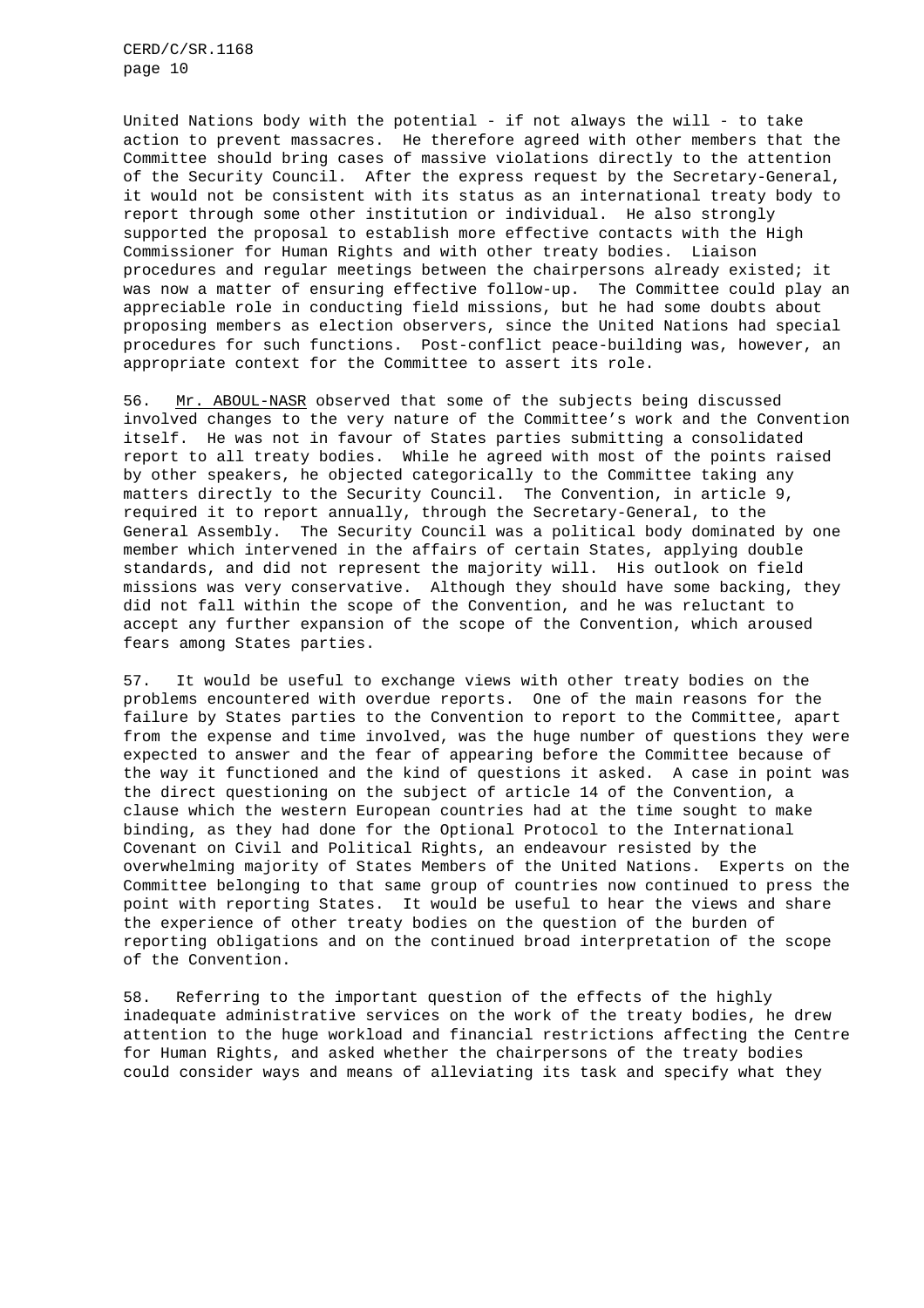United Nations body with the potential - if not always the will - to take action to prevent massacres. He therefore agreed with other members that the Committee should bring cases of massive violations directly to the attention of the Security Council. After the express request by the Secretary-General, it would not be consistent with its status as an international treaty body to report through some other institution or individual. He also strongly supported the proposal to establish more effective contacts with the High Commissioner for Human Rights and with other treaty bodies. Liaison procedures and regular meetings between the chairpersons already existed; it was now a matter of ensuring effective follow-up. The Committee could play an appreciable role in conducting field missions, but he had some doubts about proposing members as election observers, since the United Nations had special procedures for such functions. Post-conflict peace-building was, however, an appropriate context for the Committee to assert its role.

56. Mr. ABOUL-NASR observed that some of the subjects being discussed involved changes to the very nature of the Committee's work and the Convention itself. He was not in favour of States parties submitting a consolidated report to all treaty bodies. While he agreed with most of the points raised by other speakers, he objected categorically to the Committee taking any matters directly to the Security Council. The Convention, in article 9, required it to report annually, through the Secretary-General, to the General Assembly. The Security Council was a political body dominated by one member which intervened in the affairs of certain States, applying double standards, and did not represent the majority will. His outlook on field missions was very conservative. Although they should have some backing, they did not fall within the scope of the Convention, and he was reluctant to accept any further expansion of the scope of the Convention, which aroused fears among States parties.

57. It would be useful to exchange views with other treaty bodies on the problems encountered with overdue reports. One of the main reasons for the failure by States parties to the Convention to report to the Committee, apart from the expense and time involved, was the huge number of questions they were expected to answer and the fear of appearing before the Committee because of the way it functioned and the kind of questions it asked. A case in point was the direct questioning on the subject of article 14 of the Convention, a clause which the western European countries had at the time sought to make binding, as they had done for the Optional Protocol to the International Covenant on Civil and Political Rights, an endeavour resisted by the overwhelming majority of States Members of the United Nations. Experts on the Committee belonging to that same group of countries now continued to press the point with reporting States. It would be useful to hear the views and share the experience of other treaty bodies on the question of the burden of reporting obligations and on the continued broad interpretation of the scope of the Convention.

58. Referring to the important question of the effects of the highly inadequate administrative services on the work of the treaty bodies, he drew attention to the huge workload and financial restrictions affecting the Centre for Human Rights, and asked whether the chairpersons of the treaty bodies could consider ways and means of alleviating its task and specify what they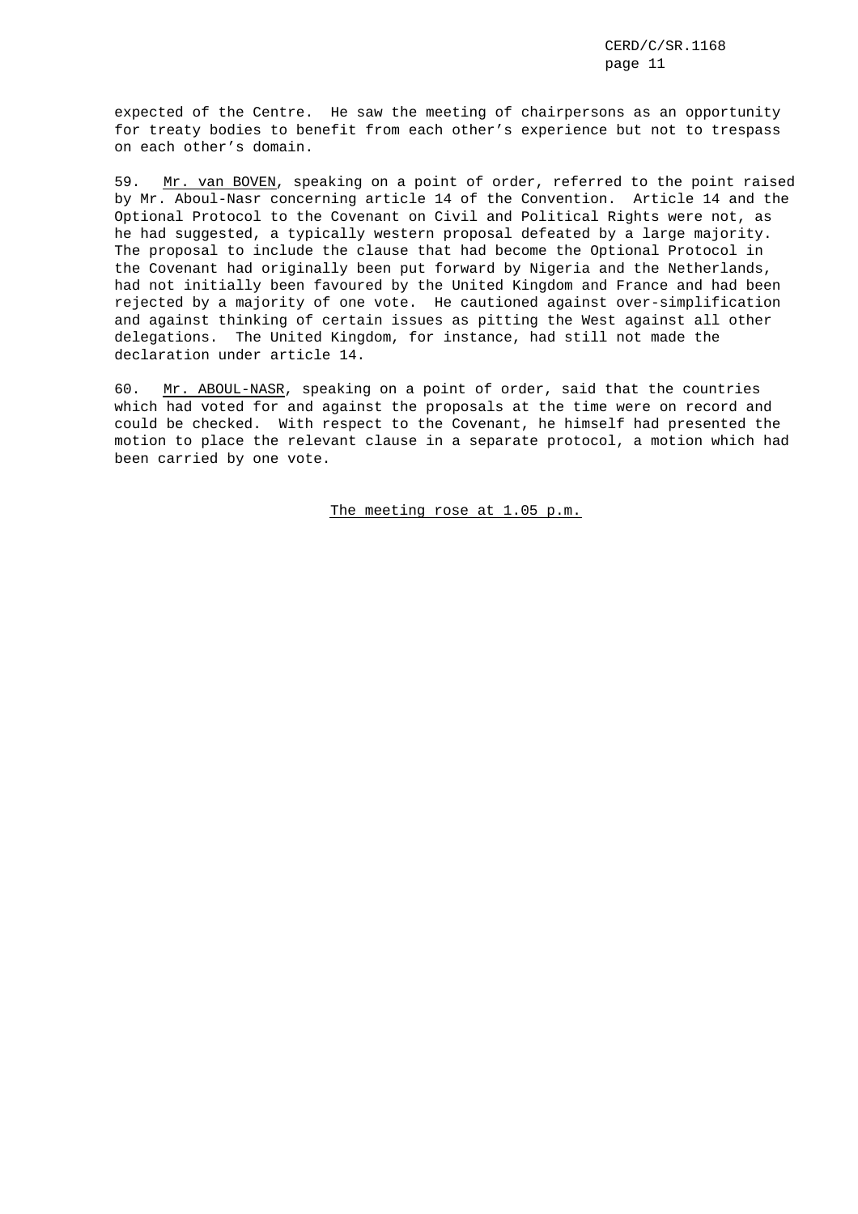expected of the Centre. He saw the meeting of chairpersons as an opportunity for treaty bodies to benefit from each other's experience but not to trespass on each other's domain.

59. Mr. van BOVEN, speaking on a point of order, referred to the point raised by Mr. Aboul-Nasr concerning article 14 of the Convention. Article 14 and the Optional Protocol to the Covenant on Civil and Political Rights were not, as he had suggested, a typically western proposal defeated by a large majority. The proposal to include the clause that had become the Optional Protocol in the Covenant had originally been put forward by Nigeria and the Netherlands, had not initially been favoured by the United Kingdom and France and had been rejected by a majority of one vote. He cautioned against over-simplification and against thinking of certain issues as pitting the West against all other delegations. The United Kingdom, for instance, had still not made the declaration under article 14.

60. Mr. ABOUL-NASR, speaking on a point of order, said that the countries which had voted for and against the proposals at the time were on record and could be checked. With respect to the Covenant, he himself had presented the motion to place the relevant clause in a separate protocol, a motion which had been carried by one vote.

The meeting rose at 1.05 p.m.